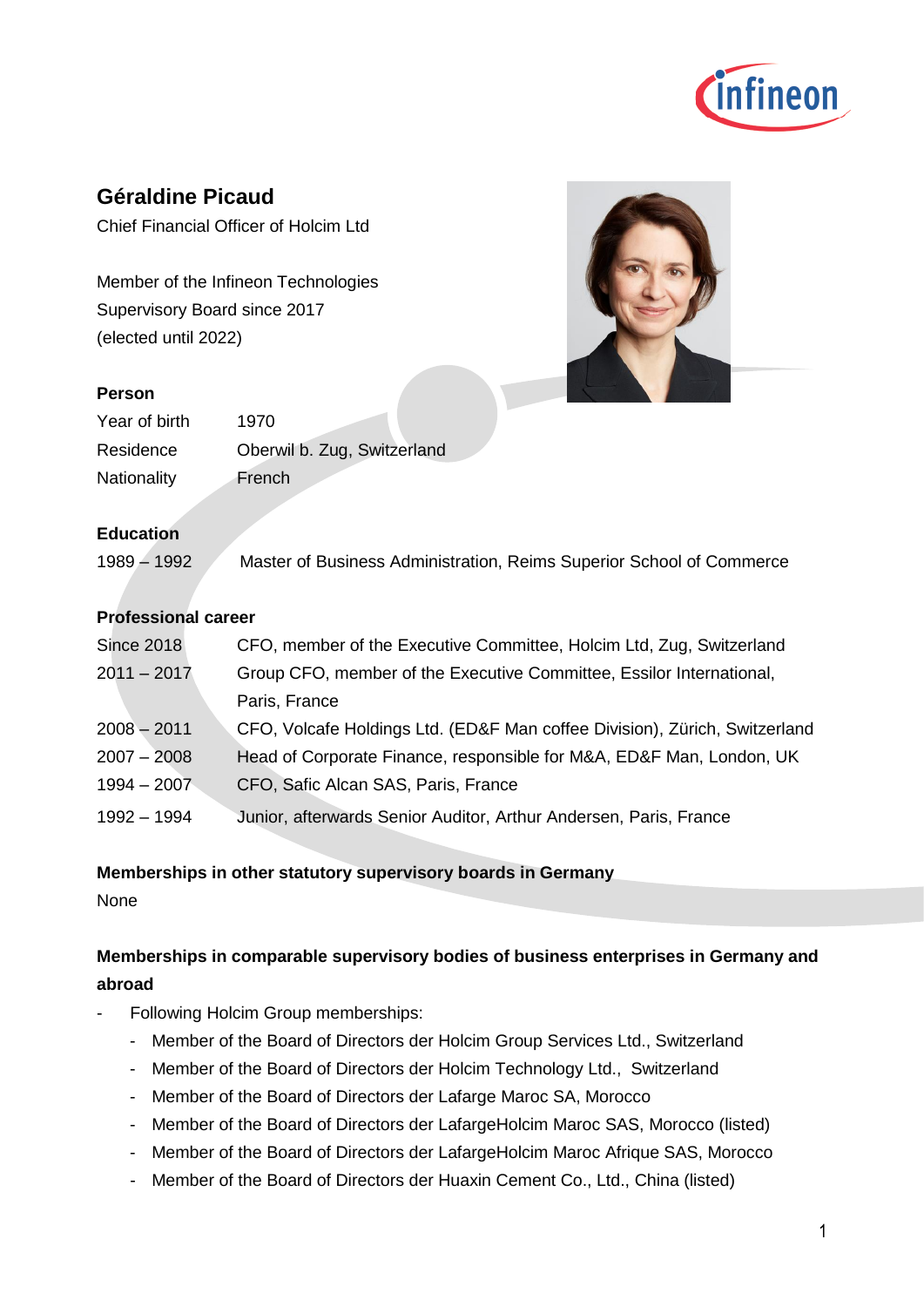# Géraldine Picaud

Chief Financial Officer of Holcim Ltd

Member of the Infineon Technologies Supervisory Board since 2017 (elected until 2022)

## Person

| | |
|---|---|
| Year of birth | 1970 |
| Residence | Oberwil b. Zug, Switzerland |
| Nationality | French |

## Education

| | |
|---|---|
| 1989 – 1992 | Master of Business Administration, Reims Superior School of Commerce |

## Professional career

| | |
|---|---|
| Since 2018 | CFO, member of the Executive Committee, Holcim Ltd, Zug, Switzerland |
| 2011 – 2017 | Group CFO, member of the Executive Committee, Essilor International, Paris, France |
| 2008 – 2011 | CFO, Volcafe Holdings Ltd. (ED&F Man coffee Division), Zürich, Switzerland |
| 2007 – 2008 | Head of Corporate Finance, responsible for M&A, ED&F Man, London, UK |
| 1994 – 2007 | CFO, Safic Alcan SAS, Paris, France |
| 1992 – 1994 | Junior, afterwards Senior Auditor, Arthur Andersen, Paris, France |

## Memberships in other statutory supervisory boards in Germany

None

## Memberships in comparable supervisory bodies of business enterprises in Germany and abroad

- Following Holcim Group memberships:
  - Member of the Board of Directors der Holcim Group Services Ltd., Switzerland
  - Member of the Board of Directors der Holcim Technology Ltd., Switzerland
  - Member of the Board of Directors der Lafarge Maroc SA, Morocco
  - Member of the Board of Directors der LafargeHolcim Maroc SAS, Morocco (listed)
  - Member of the Board of Directors der LafargeHolcim Maroc Afrique SAS, Morocco
  - Member of the Board of Directors der Huaxin Cement Co., Ltd., China (listed)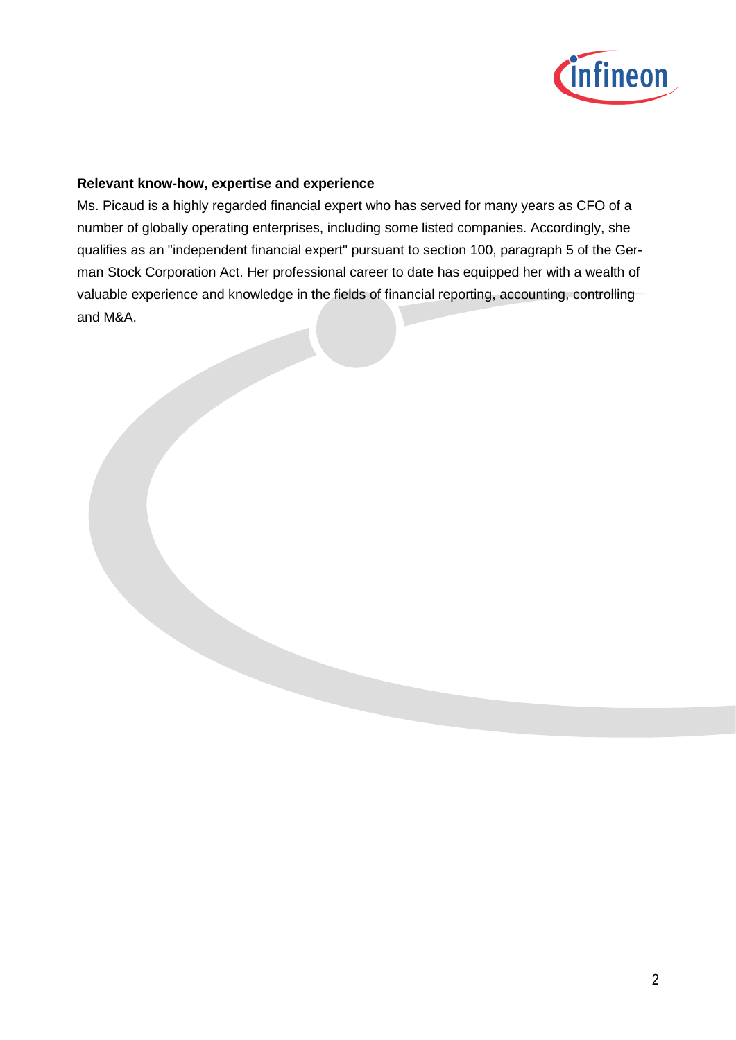**Relevant know-how, expertise and experience**

Ms. Picaud is a highly regarded financial expert who has served for many years as CFO of a number of globally operating enterprises, including some listed companies. Accordingly, she qualifies as an "independent financial expert" pursuant to section 100, paragraph 5 of the German Stock Corporation Act. Her professional career to date has equipped her with a wealth of valuable experience and knowledge in the fields of financial reporting, accounting, controlling and M&A.